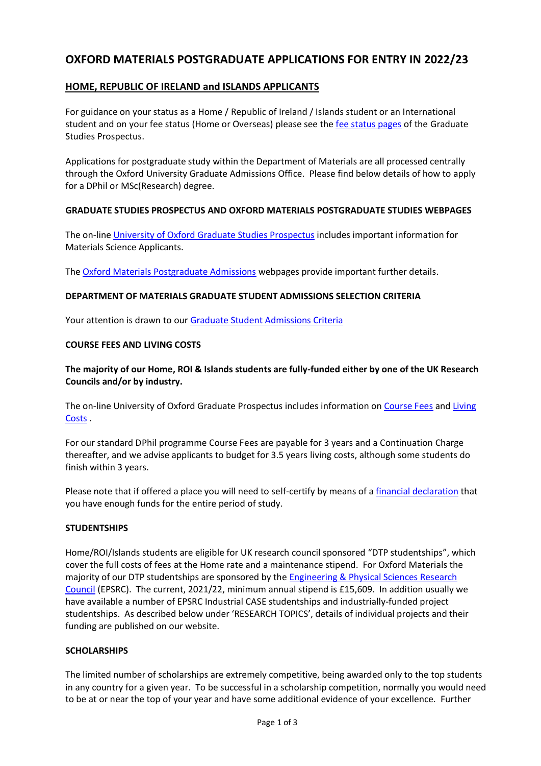# OXFORD MATERIALS POSTGRADUATE APPLICATIONS FOR ENTRY IN 2022/23

## HOME, REPUBLIC OF IRELAND and ISLANDS APPLICANTS

For guidance on your status as a Home / Republic of Ireland / Islands student or an International student and on your fee status (Home or Overseas) please see the fee status pages of the Graduate Studies Prospectus.

Applications for postgraduate study within the Department of Materials are all processed centrally through the Oxford University Graduate Admissions Office. Please find below details of how to apply for a DPhil or MSc(Research) degree.

### GRADUATE STUDIES PROSPECTUS AND OXFORD MATERIALS POSTGRADUATE STUDIES WEBPAGES

The on-line University of Oxford Graduate Studies Prospectus includes important information for Materials Science Applicants.

The Oxford Materials Postgraduate Admissions webpages provide important further details.

### DEPARTMENT OF MATERIALS GRADUATE STUDENT ADMISSIONS SELECTION CRITERIA

Your attention is drawn to our Graduate Student Admissions Criteria

### COURSE FEES AND LIVING COSTS

**The majority of our Home, ROI & Islands students are fully-funded either by one of the UK Research Councils and/or by industry.**

The on-line University of Oxford Graduate Prospectus includes information on Course Fees and Living Costs .

For our standard DPhil programme Course Fees are payable for 3 years and a Continuation Charge thereafter, and we advise applicants to budget for 3.5 years living costs, although some students do finish within 3 years.

Please note that if offered a place you will need to self-certify by means of a financial declaration that you have enough funds for the entire period of study.

### STUDENTSHIPS

Home/ROI/Islands students are eligible for UK research council sponsored "DTP studentships", which cover the full costs of fees at the Home rate and a maintenance stipend. For Oxford Materials the majority of our DTP studentships are sponsored by the Engineering & Physical Sciences Research Council (EPSRC). The current, 2021/22, minimum annual stipend is £15,609. In addition usually we have available a number of EPSRC Industrial CASE studentships and industrially-funded project studentships. As described below under 'RESEARCH TOPICS', details of individual projects and their funding are published on our website.

### SCHOLARSHIPS

The limited number of scholarships are extremely competitive, being awarded only to the top students in any country for a given year. To be successful in a scholarship competition, normally you would need to be at or near the top of your year and have some additional evidence of your excellence. Further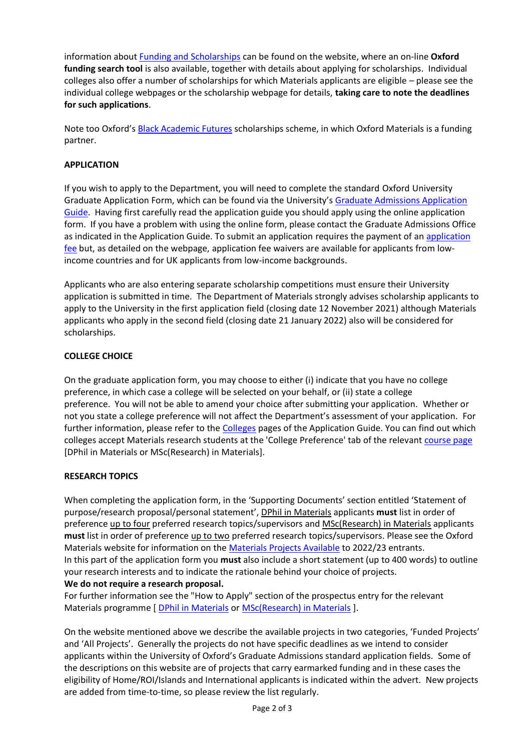information about Funding and Scholarships can be found on the website, where an on-line **Oxford funding search tool** is also available, together with details about applying for scholarships. Individual colleges also offer a number of scholarships for which Materials applicants are eligible – please see the individual college webpages or the scholarship webpage for details, **taking care to note the deadlines for such applications**.

Note too Oxford's Black Academic Futures scholarships scheme, in which Oxford Materials is a funding partner.

**APPLICATION**

If you wish to apply to the Department, you will need to complete the standard Oxford University Graduate Application Form, which can be found via the University's Graduate Admissions Application Guide. Having first carefully read the application guide you should apply using the online application form. If you have a problem with using the online form, please contact the Graduate Admissions Office as indicated in the Application Guide. To submit an application requires the payment of an application fee but, as detailed on the webpage, application fee waivers are available for applicants from low-income countries and for UK applicants from low-income backgrounds.

Applicants who are also entering separate scholarship competitions must ensure their University application is submitted in time. The Department of Materials strongly advises scholarship applicants to apply to the University in the first application field (closing date 12 November 2021) although Materials applicants who apply in the second field (closing date 21 January 2022) also will be considered for scholarships.

**COLLEGE CHOICE**

On the graduate application form, you may choose to either (i) indicate that you have no college preference, in which case a college will be selected on your behalf, or (ii) state a college preference. You will not be able to amend your choice after submitting your application. Whether or not you state a college preference will not affect the Department's assessment of your application. For further information, please refer to the Colleges pages of the Application Guide. You can find out which colleges accept Materials research students at the 'College Preference' tab of the relevant course page [DPhil in Materials or MSc(Research) in Materials].

**RESEARCH TOPICS**

When completing the application form, in the 'Supporting Documents' section entitled 'Statement of purpose/research proposal/personal statement', DPhil in Materials applicants **must** list in order of preference up to four preferred research topics/supervisors and MSc(Research) in Materials applicants **must** list in order of preference up to two preferred research topics/supervisors. Please see the Oxford Materials website for information on the Materials Projects Available to 2022/23 entrants.
In this part of the application form you **must** also include a short statement (up to 400 words) to outline your research interests and to indicate the rationale behind your choice of projects.
**We do not require a research proposal.**
For further information see the "How to Apply" section of the prospectus entry for the relevant Materials programme [ DPhil in Materials or MSc(Research) in Materials ].

On the website mentioned above we describe the available projects in two categories, 'Funded Projects' and 'All Projects'. Generally the projects do not have specific deadlines as we intend to consider applicants within the University of Oxford's Graduate Admissions standard application fields. Some of the descriptions on this website are of projects that carry earmarked funding and in these cases the eligibility of Home/ROI/Islands and International applicants is indicated within the advert. New projects are added from time-to-time, so please review the list regularly.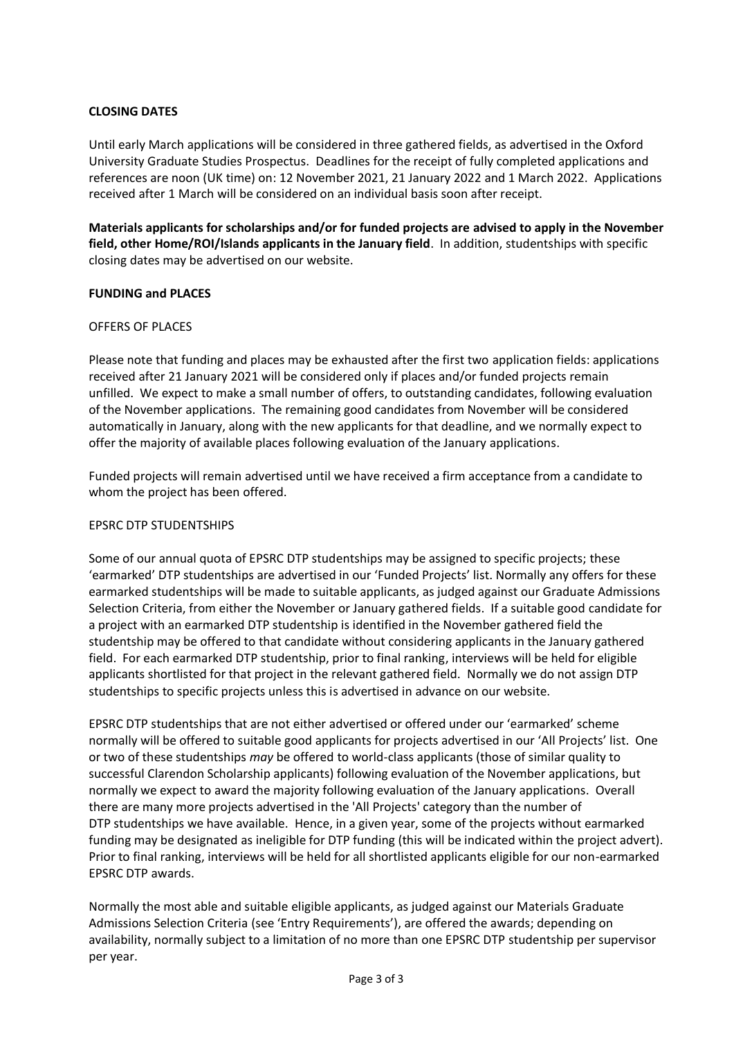## CLOSING DATES

Until early March applications will be considered in three gathered fields, as advertised in the Oxford University Graduate Studies Prospectus. Deadlines for the receipt of fully completed applications and references are noon (UK time) on: 12 November 2021, 21 January 2022 and 1 March 2022. Applications received after 1 March will be considered on an individual basis soon after receipt.

**Materials applicants for scholarships and/or for funded projects are advised to apply in the November field, other Home/ROI/Islands applicants in the January field**. In addition, studentships with specific closing dates may be advertised on our website.

## FUNDING and PLACES

### OFFERS OF PLACES

Please note that funding and places may be exhausted after the first two application fields: applications received after 21 January 2021 will be considered only if places and/or funded projects remain unfilled. We expect to make a small number of offers, to outstanding candidates, following evaluation of the November applications. The remaining good candidates from November will be considered automatically in January, along with the new applicants for that deadline, and we normally expect to offer the majority of available places following evaluation of the January applications.

Funded projects will remain advertised until we have received a firm acceptance from a candidate to whom the project has been offered.

### EPSRC DTP STUDENTSHIPS

Some of our annual quota of EPSRC DTP studentships may be assigned to specific projects; these 'earmarked' DTP studentships are advertised in our 'Funded Projects' list. Normally any offers for these earmarked studentships will be made to suitable applicants, as judged against our Graduate Admissions Selection Criteria, from either the November or January gathered fields. If a suitable good candidate for a project with an earmarked DTP studentship is identified in the November gathered field the studentship may be offered to that candidate without considering applicants in the January gathered field. For each earmarked DTP studentship, prior to final ranking, interviews will be held for eligible applicants shortlisted for that project in the relevant gathered field. Normally we do not assign DTP studentships to specific projects unless this is advertised in advance on our website.

EPSRC DTP studentships that are not either advertised or offered under our 'earmarked' scheme normally will be offered to suitable good applicants for projects advertised in our 'All Projects' list. One or two of these studentships *may* be offered to world-class applicants (those of similar quality to successful Clarendon Scholarship applicants) following evaluation of the November applications, but normally we expect to award the majority following evaluation of the January applications. Overall there are many more projects advertised in the 'All Projects' category than the number of DTP studentships we have available. Hence, in a given year, some of the projects without earmarked funding may be designated as ineligible for DTP funding (this will be indicated within the project advert). Prior to final ranking, interviews will be held for all shortlisted applicants eligible for our non-earmarked EPSRC DTP awards.

Normally the most able and suitable eligible applicants, as judged against our Materials Graduate Admissions Selection Criteria (see 'Entry Requirements'), are offered the awards; depending on availability, normally subject to a limitation of no more than one EPSRC DTP studentship per supervisor per year.